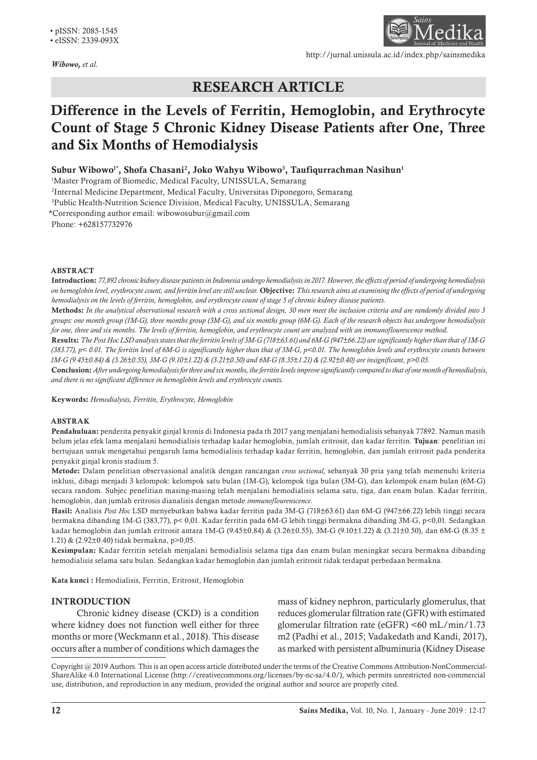• pISSN: 2085-1545
• eISSN: 2339-093X

*Wibowo, et al.*

http://jurnal.unissula.ac.id/index.php/sainsmedika

## RESEARCH ARTICLE

# Difference in the Levels of Ferritin, Hemoglobin, and Erythrocyte Count of Stage 5 Chronic Kidney Disease Patients after One, Three and Six Months of Hemodialysis

**Subur Wibowo[1*], Shofa Chasani[2], Joko Wahyu Wibowo[3], Taufiqurrachman Nasihun[1]**

[1]Master Program of Biomedic, Medical Faculty, UNISSULA, Semarang
[2]Internal Medicine Department, Medical Faculty, Universitas Diponegoro, Semarang
[3]Public Health-Nutrition Science Division, Medical Faculty, UNISSULA, Semarang
*Corresponding author email: wibowosubur@gmail.com
Phone: +628157732976

### ABSTRACT

**Introduction:** *77,892 chronic kidney disease patients in Indonesia undergo hemodialysis in 2017. However, the effects of period of undergoing hemodialysis on hemoglobin level, erythrocyte count, and ferritin level are still unclear.* **Objective:** *This research aims at examining the effects of period of undergoing hemodialysis on the levels of ferritin, hemoglobin, and erythrocyte count of stage 5 of chronic kidney disease patients.*

**Methods:** *In the analytical observational research with a cross sectional design, 30 men meet the inclusion criteria and are randomly divided into 3 groups: one month group (1M-G), three months group (3M-G), and six months group (6M-G). Each of the research objects has undergone hemodialysis for one, three and six months. The levels of ferritin, hemoglobin, and erythrocyte count are analyzed with an immunoflourescence method.*

**Results:** *The Post Hoc LSD analysis states that the ferritin levels of 3M-G (718±63.61) and 6M-G (947±66.22) are significantly higher than that of 1M-G (383.77), p< 0.01. The ferritin level of 6M-G is significantly higher than that of 3M-G, p<0.01. The hemoglobin levels and erythrocyte counts between 1M-G (9.45±0.84) & (3.26±0.55), 3M-G (9.10±1.22) & (3.21±0.50) and 6M-G (8.35±1.21) & (2.92±0.40) are insignificant, p>0.05.*

**Conclusion:** *After undergoing hemodialysis for three and six months, the ferritin levels improve significantly compared to that of one month of hemodialysis, and there is no significant difference in hemoglobin levels and erythrocyte counts.*

**Keywords:** *Hemodialysis, Ferritin, Erythrocyte, Hemoglobin*

### ABSTRAK

**Pendahuluan:** penderita penyakit ginjal kronis di Indonesia pada th 2017 yang menjalani hemodialisis sebanyak 77892. Namun masih belum jelas efek lama menjalani hemodialisis terhadap kadar hemoglobin, jumlah eritrosit, dan kadar ferritin. **Tujuan**: penelitian ini bertujuan untuk mengetahui pengaruh lama hemodialisis terhadap kadar ferritin, hemoglobin, dan jumlah eritrosit pada penderita penyakit ginjal kronis stadium 5.

**Metode:** Dalam penelitian observasional analitik dengan rancangan *cross sectional,* sebanyak 30 pria yang telah memenuhi kriteria inklusi, dibagi menjadi 3 kelompok: kelompok satu bulan (1M-G), kelompok tiga bulan (3M-G), dan kelompok enam bulan (6M-G) secara random. Subjec penelitian masing-masing telah menjalani hemodialisis selama satu, tiga, dan enam bulan. Kadar ferritin, hemoglobin, dan jumlah eritrosis dianalisis dengan metode *immunoflourenscence*.

**Hasil:** Analisis *Post Hoc* LSD menyebutkan bahwa kadar ferritin pada 3M-G (718±63.61) dan 6M-G (947±66.22) lebih tinggi secara bermakna dibanding 1M-G (383,77), p< 0,01. Kadar ferritin pada 6M-G lebih tinggi bermakna dibanding 3M-G, p<0,01. Sedangkan kadar hemoglobin dan jumlah eritrosit antara 1M-G (9.45±0.84) & (3.26±0.55), 3M-G (9.10±1.22) & (3.21±0.50), dan 6M-G (8.35 ± 1.21) & (2.92±0.40) tidak bermakna, p>0,05.

**Kesimpulan:** Kadar ferritin setelah menjalani hemodialisis selama tiga dan enam bulan meningkat secara bermakna dibanding hemodialisis selama satu bulan. Sedangkan kadar hemoglobin dan jumlah eritrosit tidak terdapat perbedaan bermakna.

**Kata kunci :** Hemodialisis, Ferritin, Eritrosit, Hemoglobin

### INTRODUCTION

Chronic kidney disease (CKD) is a condition where kidney does not function well either for three months or more (Weckmann et al., 2018). This disease occurs after a number of conditions which damages the mass of kidney nephron, particularly glomerulus, that reduces glomerular filtration rate (GFR) with estimated glomerular filtration rate (eGFR) <60 mL/min/1.73 m2 (Padhi et al., 2015; Vadakedath and Kandi, 2017), as marked with persistent albuminuria (Kidney Disease

Copyright @ 2019 Authors. This is an open access article distributed under the terms of the Creative Commons Attribution-NonCommercial-ShareAlike 4.0 International License (http://creativecommons.org/licenses/by-nc-sa/4.0/), which permits unrestricted non-commercial use, distribution, and reproduction in any medium, provided the original author and source are properly cited.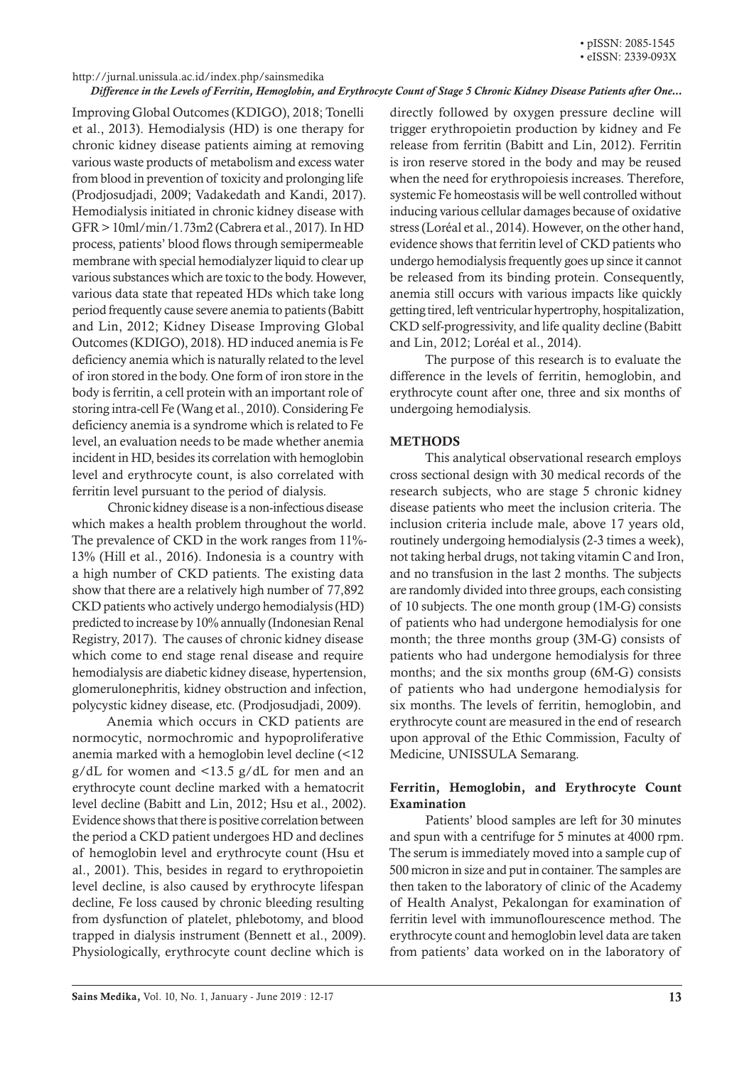Improving Global Outcomes (KDIGO), 2018; Tonelli et al., 2013). Hemodialysis (HD) is one therapy for chronic kidney disease patients aiming at removing various waste products of metabolism and excess water from blood in prevention of toxicity and prolonging life (Prodjosudjadi, 2009; Vadakedath and Kandi, 2017). Hemodialysis initiated in chronic kidney disease with GFR > 10ml/min/1.73m2 (Cabrera et al., 2017). In HD process, patients' blood flows through semipermeable membrane with special hemodialyzer liquid to clear up various substances which are toxic to the body. However, various data state that repeated HDs which take long period frequently cause severe anemia to patients (Babitt and Lin, 2012; Kidney Disease Improving Global Outcomes (KDIGO), 2018). HD induced anemia is Fe deficiency anemia which is naturally related to the level of iron stored in the body. One form of iron store in the body is ferritin, a cell protein with an important role of storing intra-cell Fe (Wang et al., 2010). Considering Fe deficiency anemia is a syndrome which is related to Fe level, an evaluation needs to be made whether anemia incident in HD, besides its correlation with hemoglobin level and erythrocyte count, is also correlated with ferritin level pursuant to the period of dialysis.

Chronic kidney disease is a non-infectious disease which makes a health problem throughout the world. The prevalence of CKD in the work ranges from 11%-13% (Hill et al., 2016). Indonesia is a country with a high number of CKD patients. The existing data show that there are a relatively high number of 77,892 CKD patients who actively undergo hemodialysis (HD) predicted to increase by 10% annually (Indonesian Renal Registry, 2017). The causes of chronic kidney disease which come to end stage renal disease and require hemodialysis are diabetic kidney disease, hypertension, glomerulonephritis, kidney obstruction and infection, polycystic kidney disease, etc. (Prodjosudjadi, 2009).

Anemia which occurs in CKD patients are normocytic, normochromic and hypoproliferative anemia marked with a hemoglobin level decline (<12 g/dL for women and <13.5 g/dL for men and an erythrocyte count decline marked with a hematocrit level decline (Babitt and Lin, 2012; Hsu et al., 2002). Evidence shows that there is positive correlation between the period a CKD patient undergoes HD and declines of hemoglobin level and erythrocyte count (Hsu et al., 2001). This, besides in regard to erythropoietin level decline, is also caused by erythrocyte lifespan decline, Fe loss caused by chronic bleeding resulting from dysfunction of platelet, phlebotomy, and blood trapped in dialysis instrument (Bennett et al., 2009). Physiologically, erythrocyte count decline which is directly followed by oxygen pressure decline will trigger erythropoietin production by kidney and Fe release from ferritin (Babitt and Lin, 2012). Ferritin is iron reserve stored in the body and may be reused when the need for erythropoiesis increases. Therefore, systemic Fe homeostasis will be well controlled without inducing various cellular damages because of oxidative stress (Loréal et al., 2014). However, on the other hand, evidence shows that ferritin level of CKD patients who undergo hemodialysis frequently goes up since it cannot be released from its binding protein. Consequently, anemia still occurs with various impacts like quickly getting tired, left ventricular hypertrophy, hospitalization, CKD self-progressivity, and life quality decline (Babitt and Lin, 2012; Loréal et al., 2014).

The purpose of this research is to evaluate the difference in the levels of ferritin, hemoglobin, and erythrocyte count after one, three and six months of undergoing hemodialysis.

## METHODS

This analytical observational research employs cross sectional design with 30 medical records of the research subjects, who are stage 5 chronic kidney disease patients who meet the inclusion criteria. The inclusion criteria include male, above 17 years old, routinely undergoing hemodialysis (2-3 times a week), not taking herbal drugs, not taking vitamin C and Iron, and no transfusion in the last 2 months. The subjects are randomly divided into three groups, each consisting of 10 subjects. The one month group (1M-G) consists of patients who had undergone hemodialysis for one month; the three months group (3M-G) consists of patients who had undergone hemodialysis for three months; and the six months group (6M-G) consists of patients who had undergone hemodialysis for six months. The levels of ferritin, hemoglobin, and erythrocyte count are measured in the end of research upon approval of the Ethic Commission, Faculty of Medicine, UNISSULA Semarang.

### Ferritin, Hemoglobin, and Erythrocyte Count Examination

Patients' blood samples are left for 30 minutes and spun with a centrifuge for 5 minutes at 4000 rpm. The serum is immediately moved into a sample cup of 500 micron in size and put in container. The samples are then taken to the laboratory of clinic of the Academy of Health Analyst, Pekalongan for examination of ferritin level with immunoflourescence method. The erythrocyte count and hemoglobin level data are taken from patients' data worked on in the laboratory of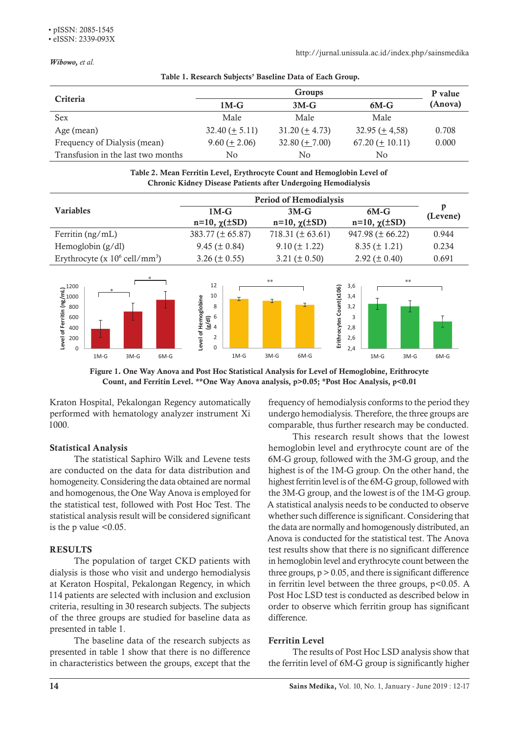Table 1. Research Subjects' Baseline Data of Each Group.

| Criteria | Groups | | | P value (Anova) |
|---|---|---|---|---|
| | 1M-G | 3M-G | 6M-G | |
| Sex | Male | Male | Male | |
| Age (mean) | 32.40 (+ 5.11) | 31.20 (+ 4.73) | 32.95 (+ 4,58) | 0.708 |
| Frequency of Dialysis (mean) | 9.60 (+ 2.06) | 32.80 (+ 7.00) | 67.20 (+ 10.11) | 0.000 |
| Transfusion in the last two months | No | No | No | |

Table 2. Mean Ferritin Level, Erythrocyte Count and Hemoglobin Level of Chronic Kidney Disease Patients after Undergoing Hemodialysis

| Variables | Period of Hemodialysis | | | p (Levene) |
|---|---|---|---|---|
| | 1M-G n=10, χ(±SD) | 3M-G n=10, χ(±SD) | 6M-G n=10, χ(±SD) | |
| Ferritin (ng/mL) | 383.77 (± 65.87) | 718.31 (± 63.61) | 947.98 (± 66.22) | 0.944 |
| Hemoglobin (g/dl) | 9.45 (± 0.84) | 9.10 (± 1.22) | 8.35 (± 1.21) | 0.234 |
| Erythrocyte (x $10^6$ cell/mm$^3$) | 3.26 (± 0.55) | 3.21 (± 0.50) | 2.92 (± 0.40) | 0.691 |

Figure 1. One Way Anova and Post Hoc Statistical Analysis for Level of Hemoglobine, Erithrocyte Count, and Ferritin Level. **One Way Anova analysis, p>0.05; *Post Hoc Analysis, p<0.01

Kraton Hospital, Pekalongan Regency automatically performed with hematology analyzer instrument Xi 1000.

### Statistical Analysis

The statistical Saphiro Wilk and Levene tests are conducted on the data for data distribution and homogeneity. Considering the data obtained are normal and homogenous, the One Way Anova is employed for the statistical test, followed with Post Hoc Test. The statistical analysis result will be considered significant is the p value <0.05.

## RESULTS

The population of target CKD patients with dialysis is those who visit and undergo hemodialysis at Keraton Hospital, Pekalongan Regency, in which 114 patients are selected with inclusion and exclusion criteria, resulting in 30 research subjects. The subjects of the three groups are studied for baseline data as presented in table 1.

The baseline data of the research subjects as presented in table 1 show that there is no difference in characteristics between the groups, except that the frequency of hemodialysis conforms to the period they undergo hemodialysis. Therefore, the three groups are comparable, thus further research may be conducted.

This research result shows that the lowest hemoglobin level and erythrocyte count are of the 6M-G group, followed with the 3M-G group, and the highest is of the 1M-G group. On the other hand, the highest ferritin level is of the 6M-G group, followed with the 3M-G group, and the lowest is of the 1M-G group. A statistical analysis needs to be conducted to observe whether such difference is significant. Considering that the data are normally and homogenously distributed, an Anova is conducted for the statistical test. The Anova test results show that there is no significant difference in hemoglobin level and erythrocyte count between the three groups, p > 0.05, and there is significant difference in ferritin level between the three groups, p<0.05. A Post Hoc LSD test is conducted as described below in order to observe which ferritin group has significant difference.

### Ferritin Level

The results of Post Hoc LSD analysis show that the ferritin level of 6M-G group is significantly higher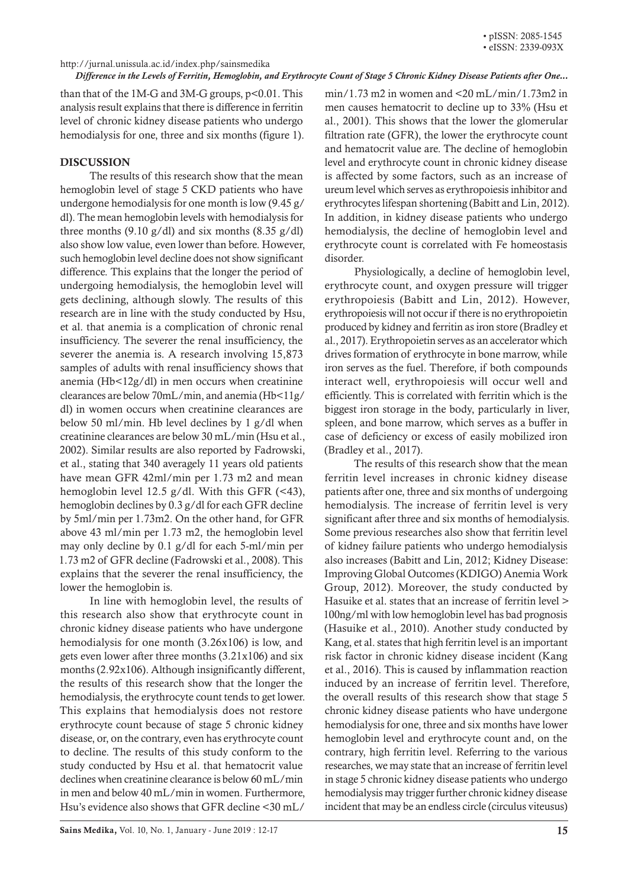than that of the 1M-G and 3M-G groups, $p<0.01$. This analysis result explains that there is difference in ferritin level of chronic kidney disease patients who undergo hemodialysis for one, three and six months (figure 1).

## DISCUSSION

The results of this research show that the mean hemoglobin level of stage 5 CKD patients who have undergone hemodialysis for one month is low (9.45 g/dl). The mean hemoglobin levels with hemodialysis for three months (9.10 g/dl) and six months (8.35 g/dl) also show low value, even lower than before. However, such hemoglobin level decline does not show significant difference. This explains that the longer the period of undergoing hemodialysis, the hemoglobin level will gets declining, although slowly. The results of this research are in line with the study conducted by Hsu, et al. that anemia is a complication of chronic renal insufficiency. The severer the renal insufficiency, the severer the anemia is. A research involving 15,873 samples of adults with renal insufficiency shows that anemia (Hb<12g/dl) in men occurs when creatinine clearances are below 70mL/min, and anemia (Hb<11g/dl) in women occurs when creatinine clearances are below 50 ml/min. Hb level declines by 1 g/dl when creatinine clearances are below 30 mL/min (Hsu et al., 2002). Similar results are also reported by Fadrowski, et al., stating that 340 averagely 11 years old patients have mean GFR 42ml/min per 1.73 m2 and mean hemoglobin level 12.5 g/dl. With this GFR (<43), hemoglobin declines by 0.3 g/dl for each GFR decline by 5ml/min per 1.73m2. On the other hand, for GFR above 43 ml/min per 1.73 m2, the hemoglobin level may only decline by 0.1 g/dl for each 5-ml/min per 1.73 m2 of GFR decline (Fadrowski et al., 2008). This explains that the severer the renal insufficiency, the lower the hemoglobin is.

In line with hemoglobin level, the results of this research also show that erythrocyte count in chronic kidney disease patients who have undergone hemodialysis for one month ($3.26\times10^6$) is low, and gets even lower after three months ($3.21\times10^6$) and six months ($2.92\times10^6$). Although insignificantly different, the results of this research show that the longer the hemodialysis, the erythrocyte count tends to get lower. This explains that hemodialysis does not restore erythrocyte count because of stage 5 chronic kidney disease, or, on the contrary, even has erythrocyte count to decline. The results of this study conform to the study conducted by Hsu et al. that hematocrit value declines when creatinine clearance is below 60 mL/min in men and below 40 mL/min in women. Furthermore, Hsu's evidence also shows that GFR decline <30 mL/min/1.73 m2 in women and <20 mL/min/1.73m2 in men causes hematocrit to decline up to 33% (Hsu et al., 2001). This shows that the lower the glomerular filtration rate (GFR), the lower the erythrocyte count and hematocrit value are. The decline of hemoglobin level and erythrocyte count in chronic kidney disease is affected by some factors, such as an increase of ureum level which serves as erythropoiesis inhibitor and erythrocytes lifespan shortening (Babitt and Lin, 2012). In addition, in kidney disease patients who undergo hemodialysis, the decline of hemoglobin level and erythrocyte count is correlated with Fe homeostasis disorder.

Physiologically, a decline of hemoglobin level, erythrocyte count, and oxygen pressure will trigger erythropoiesis (Babitt and Lin, 2012). However, erythropoiesis will not occur if there is no erythropoietin produced by kidney and ferritin as iron store (Bradley et al., 2017). Erythropoietin serves as an accelerator which drives formation of erythrocyte in bone marrow, while iron serves as the fuel. Therefore, if both compounds interact well, erythropoiesis will occur well and efficiently. This is correlated with ferritin which is the biggest iron storage in the body, particularly in liver, spleen, and bone marrow, which serves as a buffer in case of deficiency or excess of easily mobilized iron (Bradley et al., 2017).

The results of this research show that the mean ferritin level increases in chronic kidney disease patients after one, three and six months of undergoing hemodialysis. The increase of ferritin level is very significant after three and six months of hemodialysis. Some previous researches also show that ferritin level of kidney failure patients who undergo hemodialysis also increases (Babitt and Lin, 2012; Kidney Disease: Improving Global Outcomes (KDIGO) Anemia Work Group, 2012). Moreover, the study conducted by Hasuike et al. states that an increase of ferritin level > 100ng/ml with low hemoglobin level has bad prognosis (Hasuike et al., 2010). Another study conducted by Kang, et al. states that high ferritin level is an important risk factor in chronic kidney disease incident (Kang et al., 2016). This is caused by inflammation reaction induced by an increase of ferritin level. Therefore, the overall results of this research show that stage 5 chronic kidney disease patients who have undergone hemodialysis for one, three and six months have lower hemoglobin level and erythrocyte count and, on the contrary, high ferritin level. Referring to the various researches, we may state that an increase of ferritin level in stage 5 chronic kidney disease patients who undergo hemodialysis may trigger further chronic kidney disease incident that may be an endless circle (circulus viteusus)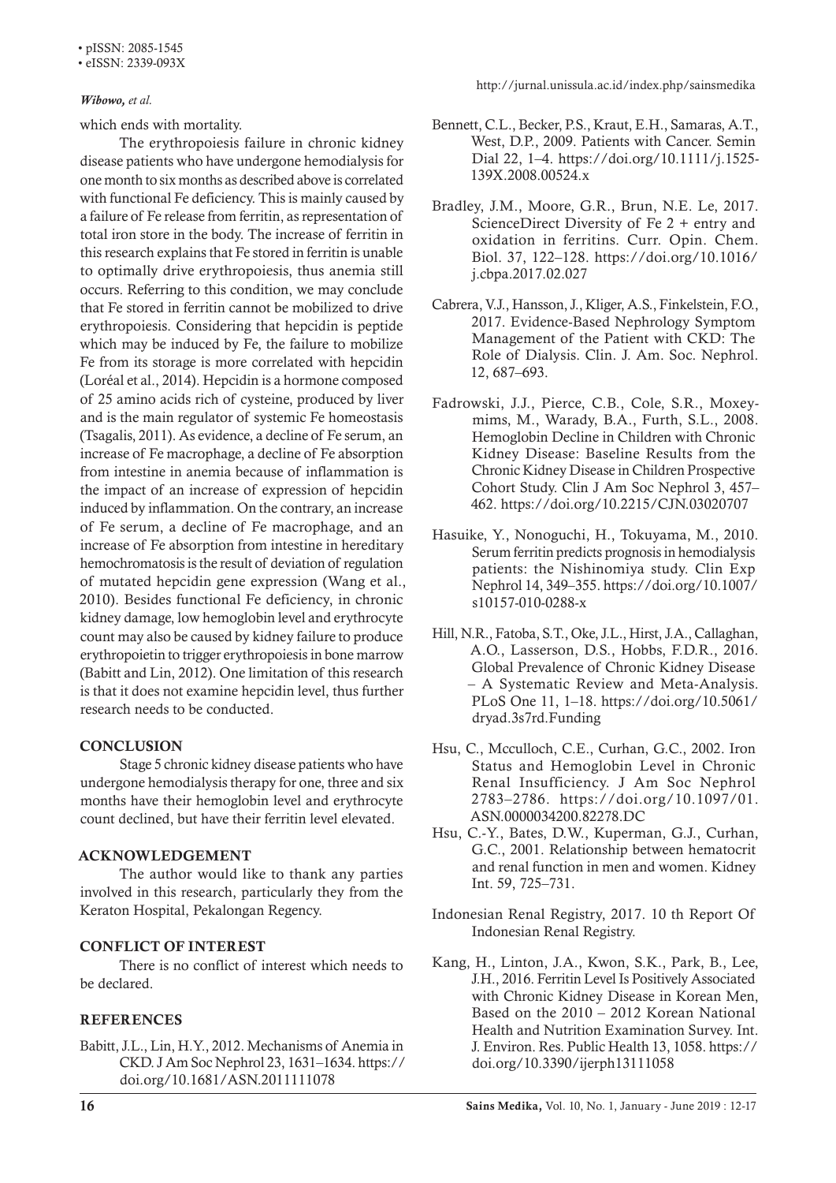which ends with mortality.

The erythropoiesis failure in chronic kidney disease patients who have undergone hemodialysis for one month to six months as described above is correlated with functional Fe deficiency. This is mainly caused by a failure of Fe release from ferritin, as representation of total iron store in the body. The increase of ferritin in this research explains that Fe stored in ferritin is unable to optimally drive erythropoiesis, thus anemia still occurs. Referring to this condition, we may conclude that Fe stored in ferritin cannot be mobilized to drive erythropoiesis. Considering that hepcidin is peptide which may be induced by Fe, the failure to mobilize Fe from its storage is more correlated with hepcidin (Loréal et al., 2014). Hepcidin is a hormone composed of 25 amino acids rich of cysteine, produced by liver and is the main regulator of systemic Fe homeostasis (Tsagalis, 2011). As evidence, a decline of Fe serum, an increase of Fe macrophage, a decline of Fe absorption from intestine in anemia because of inflammation is the impact of an increase of expression of hepcidin induced by inflammation. On the contrary, an increase of Fe serum, a decline of Fe macrophage, and an increase of Fe absorption from intestine in hereditary hemochromatosis is the result of deviation of regulation of mutated hepcidin gene expression (Wang et al., 2010). Besides functional Fe deficiency, in chronic kidney damage, low hemoglobin level and erythrocyte count may also be caused by kidney failure to produce erythropoietin to trigger erythropoiesis in bone marrow (Babitt and Lin, 2012). One limitation of this research is that it does not examine hepcidin level, thus further research needs to be conducted.

## CONCLUSION

Stage 5 chronic kidney disease patients who have undergone hemodialysis therapy for one, three and six months have their hemoglobin level and erythrocyte count declined, but have their ferritin level elevated.

## ACKNOWLEDGEMENT

The author would like to thank any parties involved in this research, particularly they from the Keraton Hospital, Pekalongan Regency.

## CONFLICT OF INTEREST

There is no conflict of interest which needs to be declared.

## REFERENCES

Babitt, J.L., Lin, H.Y., 2012. Mechanisms of Anemia in CKD. J Am Soc Nephrol 23, 1631–1634. https://doi.org/10.1681/ASN.2011111078

Bennett, C.L., Becker, P.S., Kraut, E.H., Samaras, A.T., West, D.P., 2009. Patients with Cancer. Semin Dial 22, 1–4. https://doi.org/10.1111/j.1525-139X.2008.00524.x

Bradley, J.M., Moore, G.R., Brun, N.E. Le, 2017. ScienceDirect Diversity of Fe 2 + entry and oxidation in ferritins. Curr. Opin. Chem. Biol. 37, 122–128. https://doi.org/10.1016/j.cbpa.2017.02.027

Cabrera, V.J., Hansson, J., Kliger, A.S., Finkelstein, F.O., 2017. Evidence-Based Nephrology Symptom Management of the Patient with CKD: The Role of Dialysis. Clin. J. Am. Soc. Nephrol. 12, 687–693.

Fadrowski, J.J., Pierce, C.B., Cole, S.R., Moxey-mims, M., Warady, B.A., Furth, S.L., 2008. Hemoglobin Decline in Children with Chronic Kidney Disease: Baseline Results from the Chronic Kidney Disease in Children Prospective Cohort Study. Clin J Am Soc Nephrol 3, 457–462. https://doi.org/10.2215/CJN.03020707

Hasuike, Y., Nonoguchi, H., Tokuyama, M., 2010. Serum ferritin predicts prognosis in hemodialysis patients: the Nishinomiya study. Clin Exp Nephrol 14, 349–355. https://doi.org/10.1007/s10157-010-0288-x

Hill, N.R., Fatoba, S.T., Oke, J.L., Hirst, J.A., Callaghan, A.O., Lasserson, D.S., Hobbs, F.D.R., 2016. Global Prevalence of Chronic Kidney Disease – A Systematic Review and Meta-Analysis. PLoS One 11, 1–18. https://doi.org/10.5061/dryad.3s7rd.Funding

Hsu, C., Mcculloch, C.E., Curhan, G.C., 2002. Iron Status and Hemoglobin Level in Chronic Renal Insufficiency. J Am Soc Nephrol 2783–2786. https://doi.org/10.1097/01.ASN.0000034200.82278.DC

Hsu, C.-Y., Bates, D.W., Kuperman, G.J., Curhan, G.C., 2001. Relationship between hematocrit and renal function in men and women. Kidney Int. 59, 725–731.

Indonesian Renal Registry, 2017. 10 th Report Of Indonesian Renal Registry.

Kang, H., Linton, J.A., Kwon, S.K., Park, B., Lee, J.H., 2016. Ferritin Level Is Positively Associated with Chronic Kidney Disease in Korean Men, Based on the 2010 – 2012 Korean National Health and Nutrition Examination Survey. Int. J. Environ. Res. Public Health 13, 1058. https://doi.org/10.3390/ijerph13111058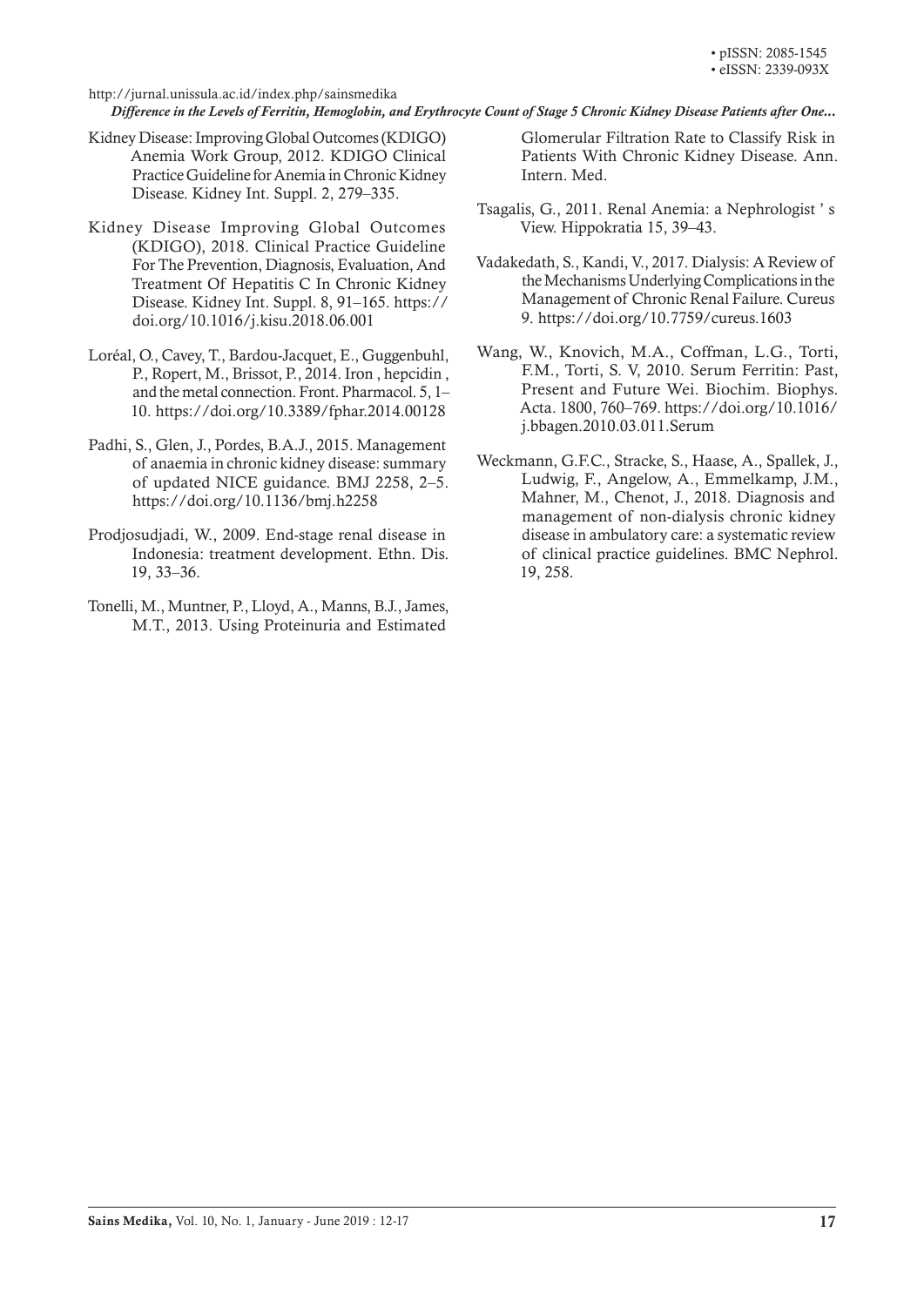Kidney Disease: Improving Global Outcomes (KDIGO) Anemia Work Group, 2012. KDIGO Clinical Practice Guideline for Anemia in Chronic Kidney Disease. Kidney Int. Suppl. 2, 279–335.

Kidney Disease Improving Global Outcomes (KDIGO), 2018. Clinical Practice Guideline For The Prevention, Diagnosis, Evaluation, And Treatment Of Hepatitis C In Chronic Kidney Disease. Kidney Int. Suppl. 8, 91–165. https://doi.org/10.1016/j.kisu.2018.06.001

Loréal, O., Cavey, T., Bardou-Jacquet, E., Guggenbuhl, P., Ropert, M., Brissot, P., 2014. Iron , hepcidin , and the metal connection. Front. Pharmacol. 5, 1–10. https://doi.org/10.3389/fphar.2014.00128

Padhi, S., Glen, J., Pordes, B.A.J., 2015. Management of anaemia in chronic kidney disease: summary of updated NICE guidance. BMJ 2258, 2–5. https://doi.org/10.1136/bmj.h2258

Prodjosudjadi, W., 2009. End-stage renal disease in Indonesia: treatment development. Ethn. Dis. 19, 33–36.

Tonelli, M., Muntner, P., Lloyd, A., Manns, B.J., James, M.T., 2013. Using Proteinuria and Estimated Glomerular Filtration Rate to Classify Risk in Patients With Chronic Kidney Disease. Ann. Intern. Med.

Tsagalis, G., 2011. Renal Anemia: a Nephrologist ' s View. Hippokratia 15, 39–43.

Vadakedath, S., Kandi, V., 2017. Dialysis: A Review of the Mechanisms Underlying Complications in the Management of Chronic Renal Failure. Cureus 9. https://doi.org/10.7759/cureus.1603

Wang, W., Knovich, M.A., Coffman, L.G., Torti, F.M., Torti, S. V, 2010. Serum Ferritin: Past, Present and Future Wei. Biochim. Biophys. Acta. 1800, 760–769. https://doi.org/10.1016/j.bbagen.2010.03.011.Serum

Weckmann, G.F.C., Stracke, S., Haase, A., Spallek, J., Ludwig, F., Angelow, A., Emmelkamp, J.M., Mahner, M., Chenot, J., 2018. Diagnosis and management of non-dialysis chronic kidney disease in ambulatory care: a systematic review of clinical practice guidelines. BMC Nephrol. 19, 258.